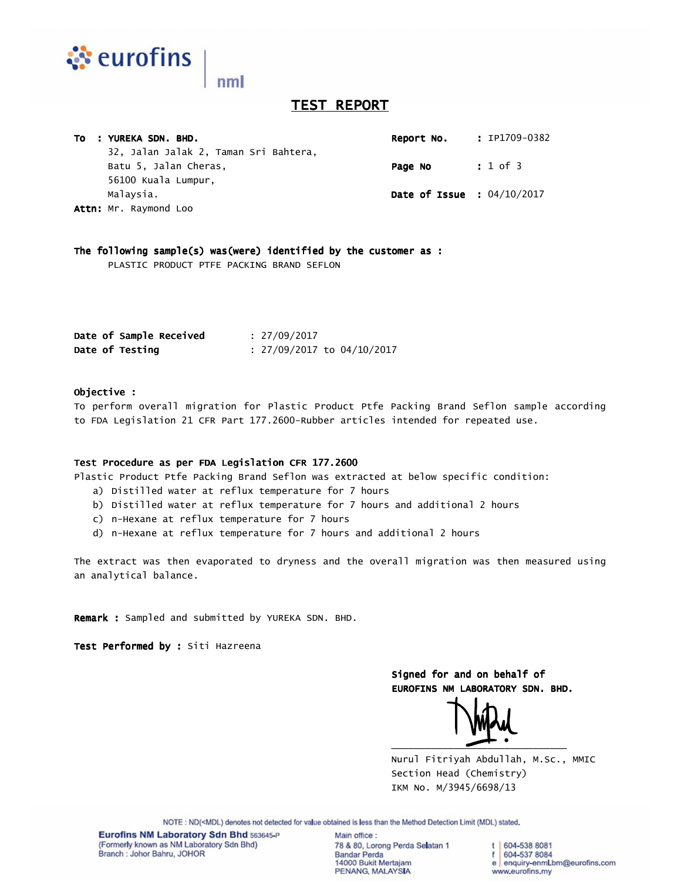# TEST REPORT

**To : YUREKA SDN. BHD.**
32, Jalan Jalak 2, Taman Sri Bahtera,
Batu 5, Jalan Cheras,
56100 Kuala Lumpur,
Malaysia.
**Attn:** Mr. Raymond Loo

**Report No.** : IP1709-0382
**Page No** : 1 of 3
**Date of Issue** : 04/10/2017

**The following sample(s) was(were) identified by the customer as :**
PLASTIC PRODUCT PTFE PACKING BRAND SEFLON

**Date of Sample Received** : 27/09/2017
**Date of Testing** : 27/09/2017 to 04/10/2017

**Objective :**
To perform overall migration for Plastic Product Ptfe Packing Brand Seflon sample according to FDA Legislation 21 CFR Part 177.2600-Rubber articles intended for repeated use.

**Test Procedure as per FDA Legislation CFR 177.2600**
Plastic Product Ptfe Packing Brand Seflon was extracted at below specific condition:

a) Distilled water at reflux temperature for 7 hours
b) Distilled water at reflux temperature for 7 hours and additional 2 hours
c) n-Hexane at reflux temperature for 7 hours
d) n-Hexane at reflux temperature for 7 hours and additional 2 hours

The extract was then evaporated to dryness and the overall migration was then measured using an analytical balance.

**Remark :** Sampled and submitted by YUREKA SDN. BHD.

**Test Performed by :** Siti Hazreena

**Signed for and on behalf of**
**EUROFINS NM LABORATORY SDN. BHD.**

Nurul Fitriyah Abdullah, M.Sc., MMIC
Section Head (Chemistry)
IKM No. M/3945/6698/13

NOTE : ND(<MDL) denotes not detected for value obtained is less than the Method Detection Limit (MDL) stated.

**Eurofins NM Laboratory Sdn Bhd** 563645-P
(Formerly known as NM Laboratory Sdn Bhd)
Branch : Johor Bahru, JOHOR

Main office :
78 & 80, Lorong Perda Selatan 1
Bandar Perda
14000 Bukit Mertajam
PENANG, MALAYSIA

t | 604-538 8081
f | 604-537 8084
e | enquiry-enmLbm@eurofins.com
www.eurofins.my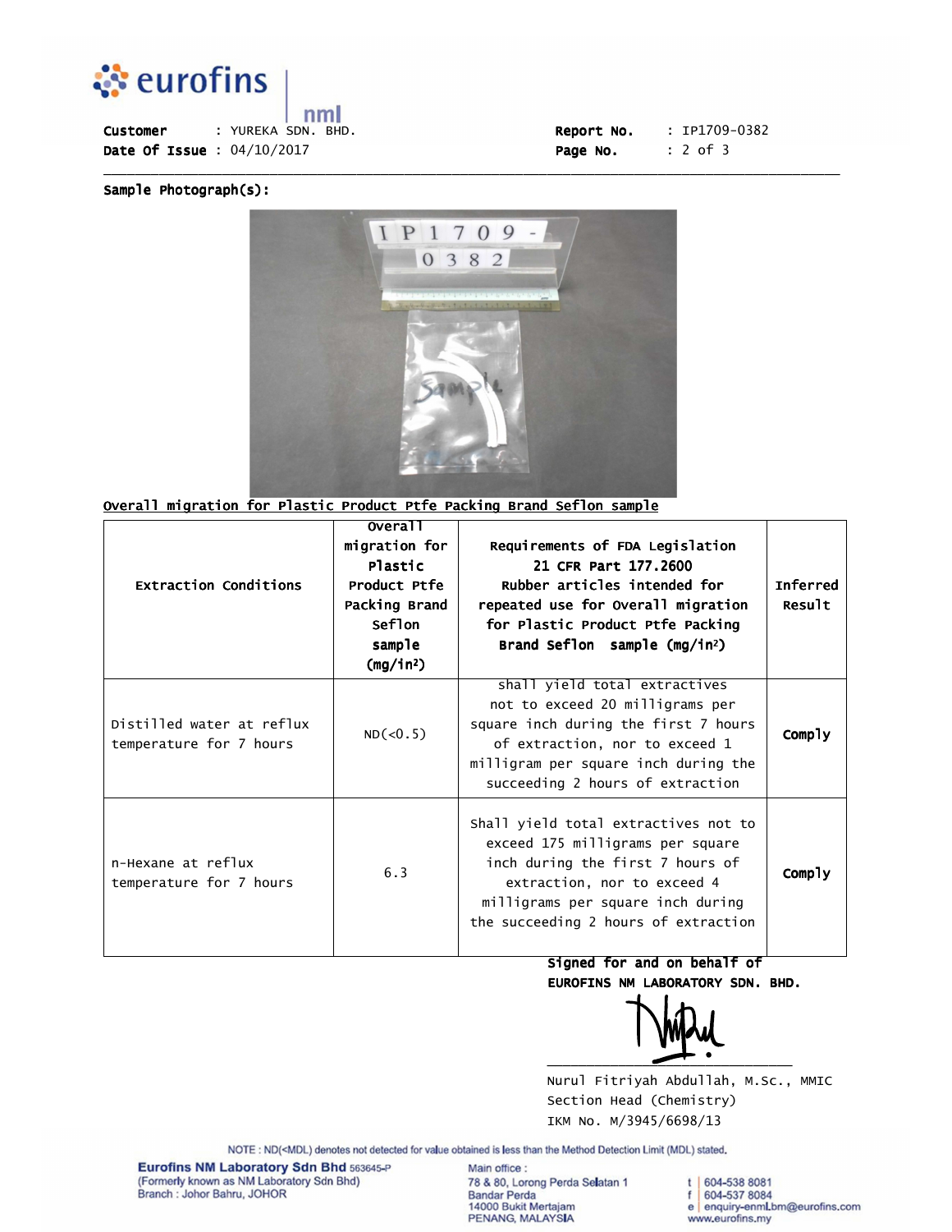Customer : YUREKA SDN. BHD.
Date Of Issue : 04/10/2017

Report No. : IP1709-0382

**Sample Photograph(s):**

**Overall migration for Plastic Product Ptfe Packing Brand Seflon sample**

| Extraction Conditions | Overall migration for Plastic Product Ptfe Packing Brand Seflon sample ($mg/in^2$) | Requirements of FDA Legislation 21 CFR Part 177.2600 Rubber articles intended for repeated use for Overall migration for Plastic Product Ptfe Packing Brand Seflon sample ($mg/in^2$) | Inferred Result |
|---|---|---|---|
| Distilled water at reflux temperature for 7 hours | ND(<0.5) | shall yield total extractives not to exceed 20 milligrams per square inch during the first 7 hours of extraction, nor to exceed 1 milligram per square inch during the succeeding 2 hours of extraction | **Comply** |
| n-Hexane at reflux temperature for 7 hours | 6.3 | Shall yield total extractives not to exceed 175 milligrams per square inch during the first 7 hours of extraction, nor to exceed 4 milligrams per square inch during the succeeding 2 hours of extraction | **Comply** |

**Signed for and on behalf of**
**EUROFINS NM LABORATORY SDN. BHD.**

Nurul Fitriyah Abdullah, M.Sc., MMIC
Section Head (Chemistry)
IKM No. M/3945/6698/13

NOTE : ND(<MDL) denotes not detected for value obtained is less than the Method Detection Limit (MDL) stated.

**Eurofins NM Laboratory Sdn Bhd** 563645-P
(Formerly known as NM Laboratory Sdn Bhd)
Branch : Johor Bahru, JOHOR

Main office :
78 & 80, Lorong Perda Selatan 1
Bandar Perda
14000 Bukit Mertajam
PENANG, MALAYSIA

t 604-538 8081
f 604-537 8084
e enquiry-enmLbm@eurofins.com
www.eurofins.my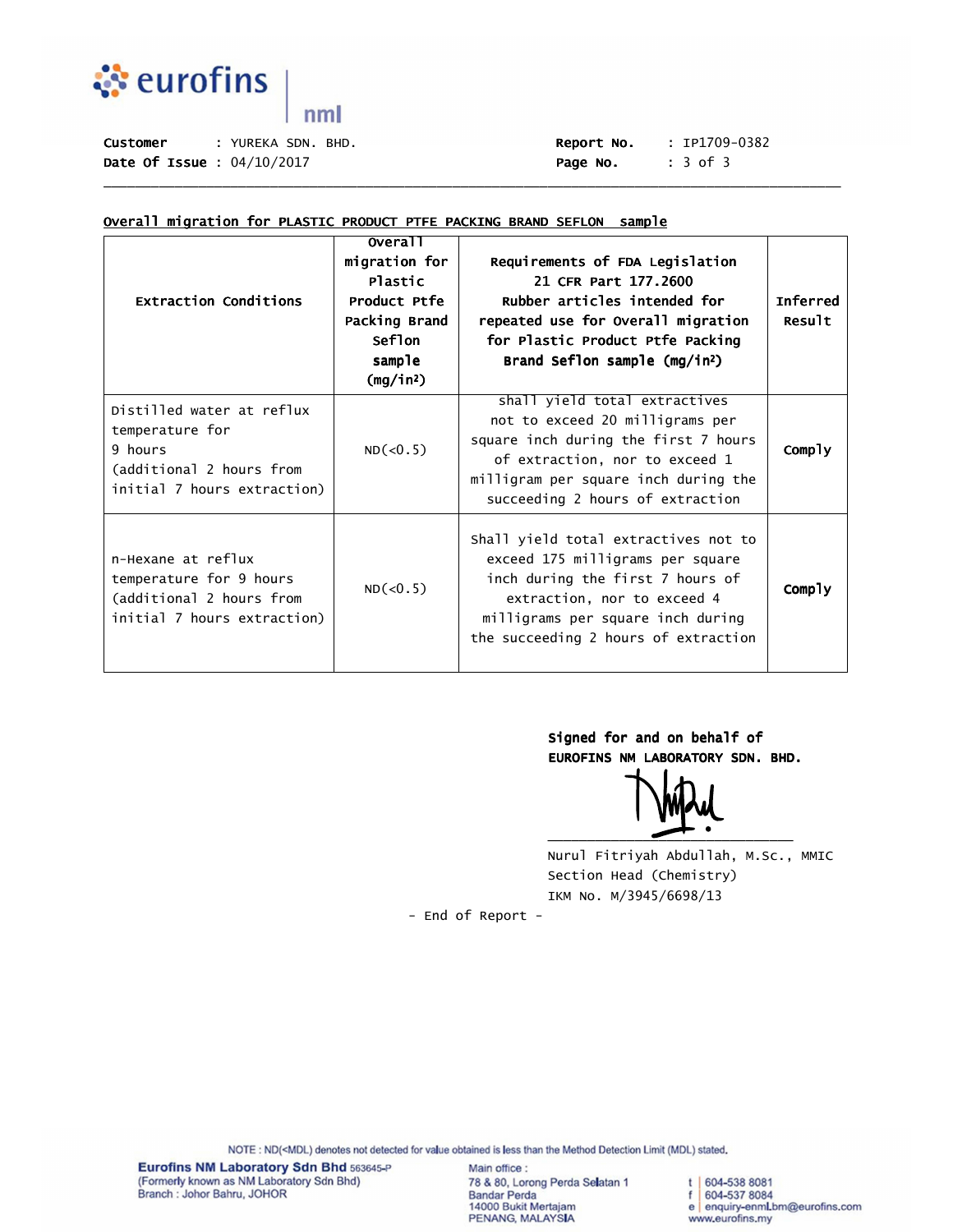Customer : YUREKA SDN. BHD.
Date Of Issue : 04/10/2017

Report No. : IP1709-0382

**Overall migration for PLASTIC PRODUCT PTFE PACKING BRAND SEFLON sample**

| Extraction Conditions | Overall migration for Plastic Product Ptfe Packing Brand Seflon sample (mg/in²) | Requirements of FDA Legislation 21 CFR Part 177.2600 Rubber articles intended for repeated use for Overall migration for Plastic Product Ptfe Packing Brand Seflon sample (mg/in²) | Inferred Result |
|---|---|---|---|
| Distilled water at reflux temperature for 9 hours (additional 2 hours from initial 7 hours extraction) | ND(<0.5) | shall yield total extractives not to exceed 20 milligrams per square inch during the first 7 hours of extraction, nor to exceed 1 milligram per square inch during the succeeding 2 hours of extraction | **Comply** |
| n-Hexane at reflux temperature for 9 hours (additional 2 hours from initial 7 hours extraction) | ND(<0.5) | Shall yield total extractives not to exceed 175 milligrams per square inch during the first 7 hours of extraction, nor to exceed 4 milligrams per square inch during the succeeding 2 hours of extraction | **Comply** |

**Signed for and on behalf of**
**EUROFINS NM LABORATORY SDN. BHD.**

Nurul Fitriyah Abdullah, M.Sc., MMIC
Section Head (Chemistry)
IKM No. M/3945/6698/13

\- End of Report -

NOTE : ND(<MDL) denotes not detected for value obtained is less than the Method Detection Limit (MDL) stated.

**Eurofins NM Laboratory Sdn Bhd** 563645-P
(Formerly known as NM Laboratory Sdn Bhd)
Branch : Johor Bahru, JOHOR

Main office :
78 & 80, Lorong Perda Selatan 1
Bandar Perda
14000 Bukit Mertajam
PENANG, MALAYSIA

t | 604-538 8081
f | 604-537 8084
e | enquiry-enmLbm@eurofins.com
www.eurofins.my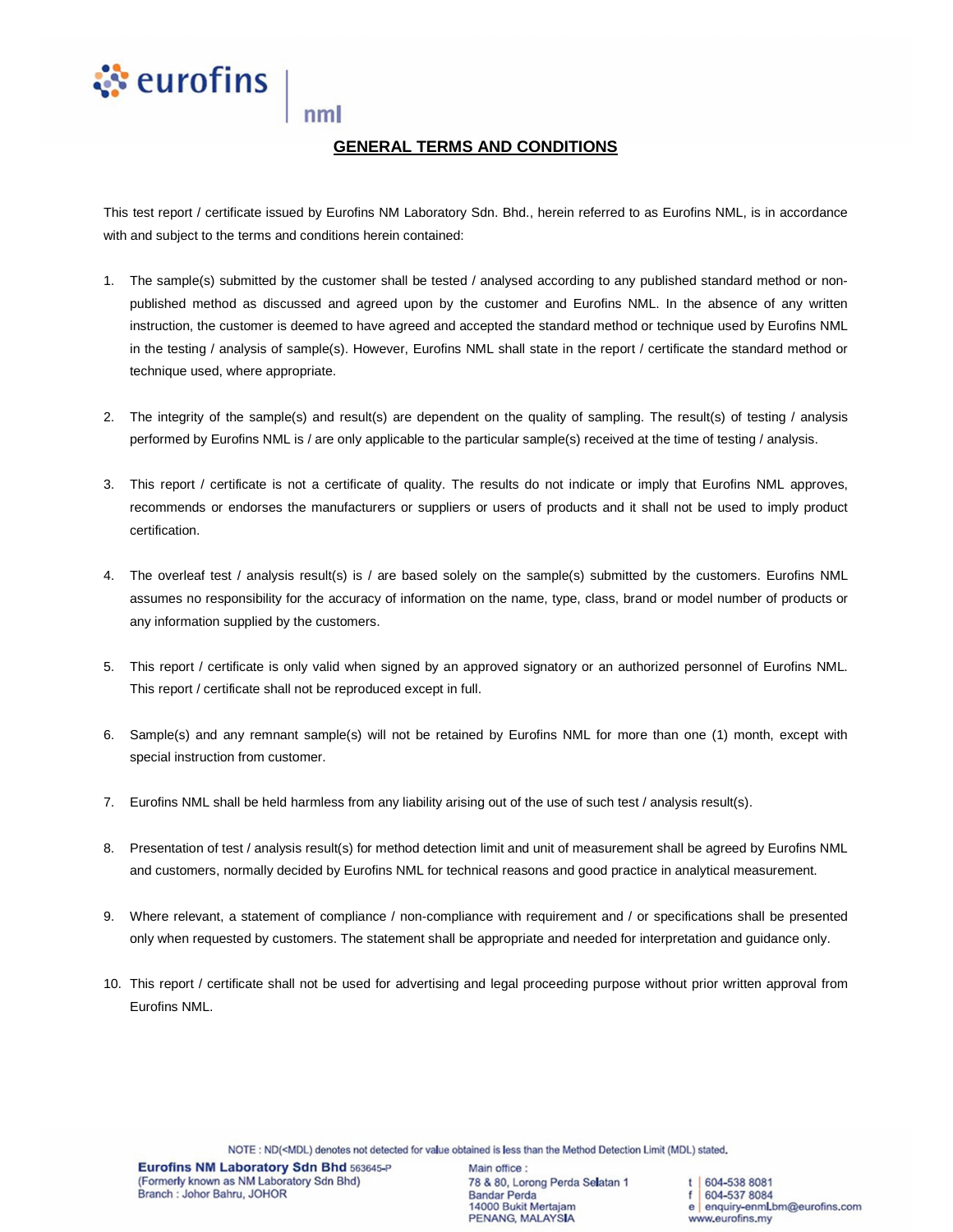## GENERAL TERMS AND CONDITIONS

This test report / certificate issued by Eurofins NM Laboratory Sdn. Bhd., herein referred to as Eurofins NML, is in accordance with and subject to the terms and conditions herein contained:

1. The sample(s) submitted by the customer shall be tested / analysed according to any published standard method or non-published method as discussed and agreed upon by the customer and Eurofins NML. In the absence of any written instruction, the customer is deemed to have agreed and accepted the standard method or technique used by Eurofins NML in the testing / analysis of sample(s). However, Eurofins NML shall state in the report / certificate the standard method or technique used, where appropriate.

2. The integrity of the sample(s) and result(s) are dependent on the quality of sampling. The result(s) of testing / analysis performed by Eurofins NML is / are only applicable to the particular sample(s) received at the time of testing / analysis.

3. This report / certificate is not a certificate of quality. The results do not indicate or imply that Eurofins NML approves, recommends or endorses the manufacturers or suppliers or users of products and it shall not be used to imply product certification.

4. The overleaf test / analysis result(s) is / are based solely on the sample(s) submitted by the customers. Eurofins NML assumes no responsibility for the accuracy of information on the name, type, class, brand or model number of products or any information supplied by the customers.

5. This report / certificate is only valid when signed by an approved signatory or an authorized personnel of Eurofins NML. This report / certificate shall not be reproduced except in full.

6. Sample(s) and any remnant sample(s) will not be retained by Eurofins NML for more than one (1) month, except with special instruction from customer.

7. Eurofins NML shall be held harmless from any liability arising out of the use of such test / analysis result(s).

8. Presentation of test / analysis result(s) for method detection limit and unit of measurement shall be agreed by Eurofins NML and customers, normally decided by Eurofins NML for technical reasons and good practice in analytical measurement.

9. Where relevant, a statement of compliance / non-compliance with requirement and / or specifications shall be presented only when requested by customers. The statement shall be appropriate and needed for interpretation and guidance only.

10. This report / certificate shall not be used for advertising and legal proceeding purpose without prior written approval from Eurofins NML.

NOTE : ND(<MDL) denotes not detected for value obtained is less than the Method Detection Limit (MDL) stated.

**Eurofins NM Laboratory Sdn Bhd** 563645-P
(Formerly known as NM Laboratory Sdn Bhd)
Branch : Johor Bahru, JOHOR

Main office :
78 & 80, Lorong Perda Selatan 1
Bandar Perda
14000 Bukit Mertajam
PENANG, MALAYSIA

t | 604-538 8081
f | 604-537 8084
e | enquiry-enmLbm@eurofins.com
www.eurofins.my